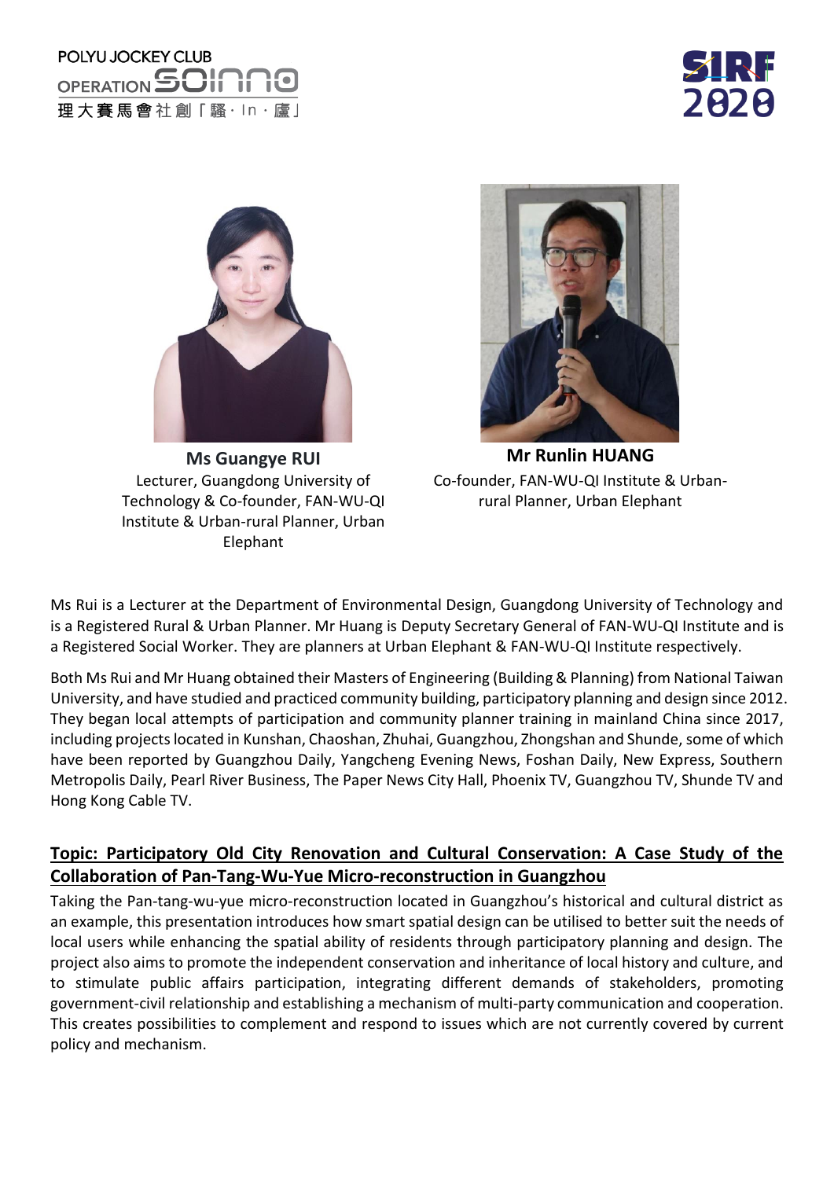**Ms Guangye RUI**
Lecturer, Guangdong University of Technology & Co-founder, FAN-WU-QI Institute & Urban-rural Planner, Urban Elephant

**Mr Runlin HUANG**
Co-founder, FAN-WU-QI Institute & Urban-rural Planner, Urban Elephant

Ms Rui is a Lecturer at the Department of Environmental Design, Guangdong University of Technology and is a Registered Rural & Urban Planner. Mr Huang is Deputy Secretary General of FAN-WU-QI Institute and is a Registered Social Worker. They are planners at Urban Elephant & FAN-WU-QI Institute respectively.

Both Ms Rui and Mr Huang obtained their Masters of Engineering (Building & Planning) from National Taiwan University, and have studied and practiced community building, participatory planning and design since 2012. They began local attempts of participation and community planner training in mainland China since 2017, including projects located in Kunshan, Chaoshan, Zhuhai, Guangzhou, Zhongshan and Shunde, some of which have been reported by Guangzhou Daily, Yangcheng Evening News, Foshan Daily, New Express, Southern Metropolis Daily, Pearl River Business, The Paper News City Hall, Phoenix TV, Guangzhou TV, Shunde TV and Hong Kong Cable TV.

## Topic: Participatory Old City Renovation and Cultural Conservation: A Case Study of the Collaboration of Pan-Tang-Wu-Yue Micro-reconstruction in Guangzhou

Taking the Pan-tang-wu-yue micro-reconstruction located in Guangzhou's historical and cultural district as an example, this presentation introduces how smart spatial design can be utilised to better suit the needs of local users while enhancing the spatial ability of residents through participatory planning and design. The project also aims to promote the independent conservation and inheritance of local history and culture, and to stimulate public affairs participation, integrating different demands of stakeholders, promoting government-civil relationship and establishing a mechanism of multi-party communication and cooperation. This creates possibilities to complement and respond to issues which are not currently covered by current policy and mechanism.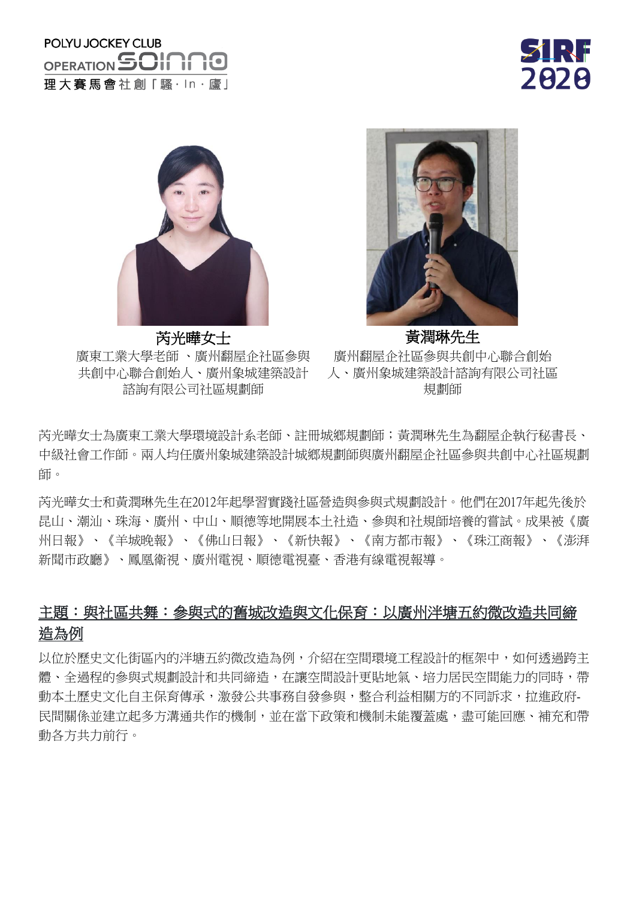**芮光曄女士**

廣東工業大學老師 、廣州翻屋企社區參與共創中心聯合創始人、廣州象城建築設計諮詢有限公司社區規劃師

**黃潤琳先生**

廣州翻屋企社區參與共創中心聯合創始人、廣州象城建築設計諮詢有限公司社區規劃師

芮光曄女士為廣東工業大學環境設計系老師、註冊城鄉規劃師；黃潤琳先生為翻屋企執行秘書長、中級社會工作師。兩人均任廣州象城建築設計城鄉規劃師與廣州翻屋企社區參與共創中心社區規劃師。

芮光曄女士和黃潤琳先生在2012年起學習實踐社區營造與參與式規劃設計。他們在2017年起先後於昆山、潮汕、珠海、廣州、中山、順德等地開展本土社造、參與和社規師培養的嘗試。成果被《廣州日報》、《羊城晚報》、《佛山日報》、《新快報》、《南方都市報》、《珠江商報》、《澎湃新聞市政廳》、鳳凰衛視、廣州電視、順德電視臺、香港有線電視報導。

## 主題：與社區共舞：參與式的舊城改造與文化保育：以廣州洋塘五約微改造共同締造為例

以位於歷史文化街區內的洋塘五約微改造為例，介紹在空間環境工程設計的框架中，如何透過跨主體、全過程的參與式規劃設計和共同締造，在讓空間設計更貼地氣、培力居民空間能力的同時，帶動本土歷史文化自主保育傳承，激發公共事務自發參與，整合利益相關方的不同訴求，拉進政府-民間關係並建立起多方溝通共作的機制，並在當下政策和機制未能覆蓋處，盡可能回應、補充和帶動各方共力前行。